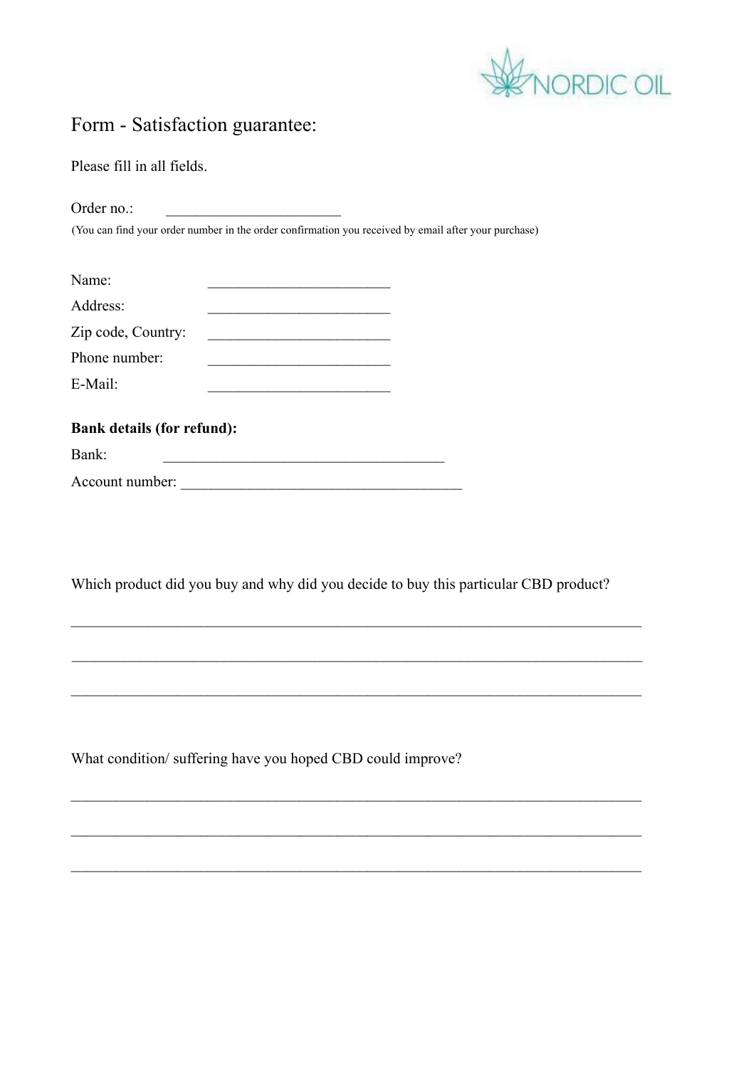NORDIC OIL

# Form - Satisfaction guarantee:

Please fill in all fields.

Order no.: _______________________

(You can find your order number in the order confirmation you received by email after your purchase)

Name: ________________________

Address: ________________________

Zip code, Country: ________________________

Phone number: ________________________

E-Mail: ________________________

**Bank details (for refund):**

Bank: _____________________________________

Account number: _____________________________________

Which product did you buy and why did you decide to buy this particular CBD product?

___________________________________________________________________________

___________________________________________________________________________

___________________________________________________________________________

What condition/ suffering have you hoped CBD could improve?

___________________________________________________________________________

___________________________________________________________________________

___________________________________________________________________________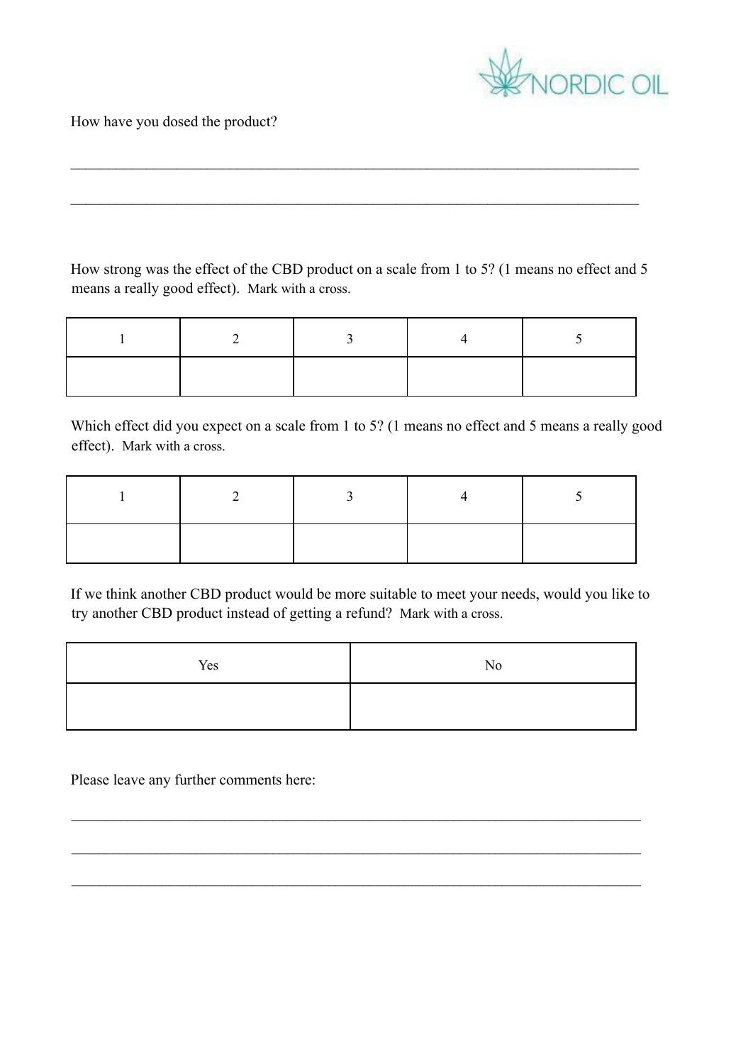How have you dosed the product?

\_\_\_\_\_\_\_\_\_\_\_\_\_\_\_\_\_\_\_\_\_\_\_\_\_\_\_\_\_\_\_\_\_\_\_\_\_\_\_\_\_\_\_\_\_\_\_\_\_\_\_\_\_\_\_\_\_\_\_\_\_\_\_\_\_\_\_\_\_\_\_\_\_\_\_\_

\_\_\_\_\_\_\_\_\_\_\_\_\_\_\_\_\_\_\_\_\_\_\_\_\_\_\_\_\_\_\_\_\_\_\_\_\_\_\_\_\_\_\_\_\_\_\_\_\_\_\_\_\_\_\_\_\_\_\_\_\_\_\_\_\_\_\_\_\_\_\_\_\_\_\_\_

How strong was the effect of the CBD product on a scale from 1 to 5? (1 means no effect and 5 means a really good effect). Mark with a cross.

| 1 | 2 | 3 | 4 | 5 |
|---|---|---|---|---|
| | | | | |

Which effect did you expect on a scale from 1 to 5? (1 means no effect and 5 means a really good effect). Mark with a cross.

| 1 | 2 | 3 | 4 | 5 |
|---|---|---|---|---|
| | | | | |

If we think another CBD product would be more suitable to meet your needs, would you like to try another CBD product instead of getting a refund? Mark with a cross.

| Yes | No |
|---|---|
| | |

Please leave any further comments here:

\_\_\_\_\_\_\_\_\_\_\_\_\_\_\_\_\_\_\_\_\_\_\_\_\_\_\_\_\_\_\_\_\_\_\_\_\_\_\_\_\_\_\_\_\_\_\_\_\_\_\_\_\_\_\_\_\_\_\_\_\_\_\_\_\_\_\_\_\_\_\_\_\_\_\_\_

\_\_\_\_\_\_\_\_\_\_\_\_\_\_\_\_\_\_\_\_\_\_\_\_\_\_\_\_\_\_\_\_\_\_\_\_\_\_\_\_\_\_\_\_\_\_\_\_\_\_\_\_\_\_\_\_\_\_\_\_\_\_\_\_\_\_\_\_\_\_\_\_\_\_\_\_

\_\_\_\_\_\_\_\_\_\_\_\_\_\_\_\_\_\_\_\_\_\_\_\_\_\_\_\_\_\_\_\_\_\_\_\_\_\_\_\_\_\_\_\_\_\_\_\_\_\_\_\_\_\_\_\_\_\_\_\_\_\_\_\_\_\_\_\_\_\_\_\_\_\_\_\_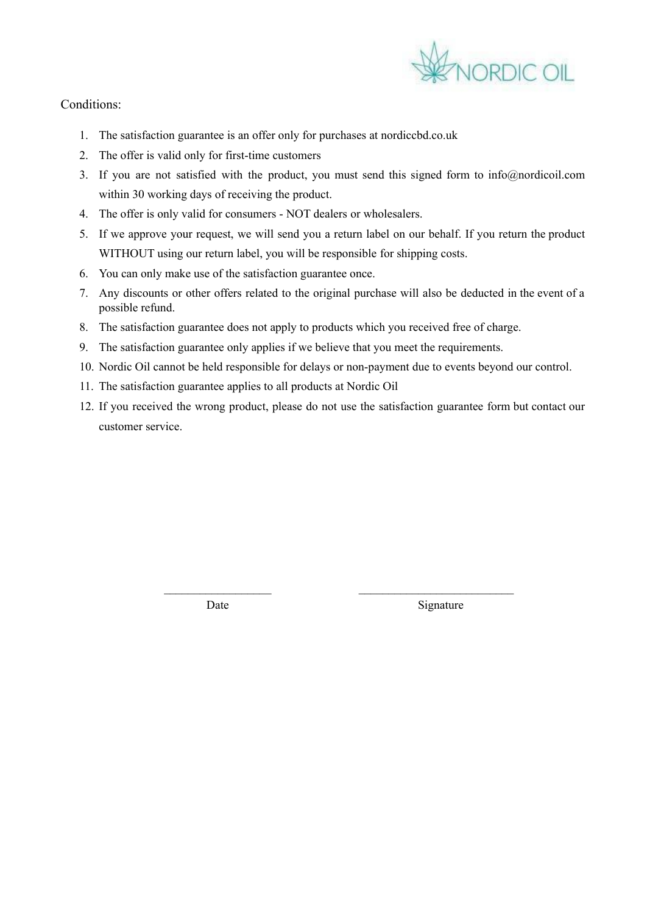Conditions:

1. The satisfaction guarantee is an offer only for purchases at nordiccbd.co.uk
2. The offer is valid only for first-time customers
3. If you are not satisfied with the product, you must send this signed form to info@nordicoil.com within 30 working days of receiving the product.
4. The offer is only valid for consumers - NOT dealers or wholesalers.
5. If we approve your request, we will send you a return label on our behalf. If you return the product WITHOUT using our return label, you will be responsible for shipping costs.
6. You can only make use of the satisfaction guarantee once.
7. Any discounts or other offers related to the original purchase will also be deducted in the event of a possible refund.
8. The satisfaction guarantee does not apply to products which you received free of charge.
9. The satisfaction guarantee only applies if we believe that you meet the requirements.
10. Nordic Oil cannot be held responsible for delays or non-payment due to events beyond our control.
11. The satisfaction guarantee applies to all products at Nordic Oil
12. If you received the wrong product, please do not use the satisfaction guarantee form but contact our customer service.

\_\_\_\_\_\_\_\_\_\_\_\_\_\_\_\_\_\_ Date

\_\_\_\_\_\_\_\_\_\_\_\_\_\_\_\_\_\_\_\_\_\_\_\_\_\_ Signature